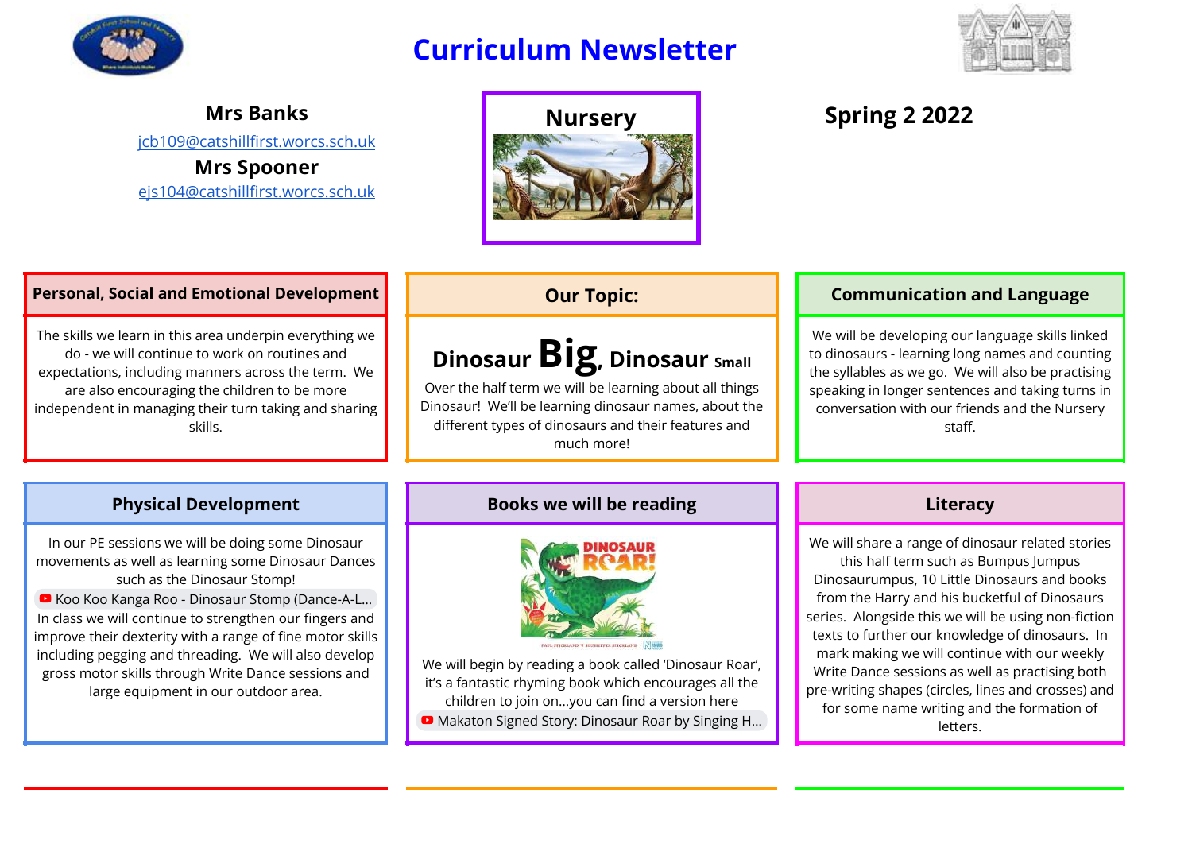# Curriculum Newsletter

**Mrs Banks**
jcb109@catshillfirst.worcs.sch.uk
**Mrs Spooner**
ejs104@catshillfirst.worcs.sch.uk

## Nursery

## Spring 2 2022

### Personal, Social and Emotional Development

The skills we learn in this area underpin everything we do - we will continue to work on routines and expectations, including manners across the term. We are also encouraging the children to be more independent in managing their turn taking and sharing skills.

### Our Topic:

**Dinosaur Big, Dinosaur Small**

Over the half term we will be learning about all things Dinosaur! We'll be learning dinosaur names, about the different types of dinosaurs and their features and much more!

### Communication and Language

We will be developing our language skills linked to dinosaurs - learning long names and counting the syllables as we go. We will also be practising speaking in longer sentences and taking turns in conversation with our friends and the Nursery staff.

### Physical Development

In our PE sessions we will be doing some Dinosaur movements as well as learning some Dinosaur Dances such as the Dinosaur Stomp!

Koo Koo Kanga Roo - Dinosaur Stomp (Dance-A-L...

In class we will continue to strengthen our fingers and improve their dexterity with a range of fine motor skills including pegging and threading. We will also develop gross motor skills through Write Dance sessions and large equipment in our outdoor area.

### Books we will be reading

We will begin by reading a book called 'Dinosaur Roar', it's a fantastic rhyming book which encourages all the children to join on...you can find a version here

Makaton Signed Story: Dinosaur Roar by Singing H...

### Literacy

We will share a range of dinosaur related stories this half term such as Bumpus Jumpus Dinosaurumpus, 10 Little Dinosaurs and books from the Harry and his bucketful of Dinosaurs series. Alongside this we will be using non-fiction texts to further our knowledge of dinosaurs. In mark making we will continue with our weekly Write Dance sessions as well as practising both pre-writing shapes (circles, lines and crosses) and for some name writing and the formation of letters.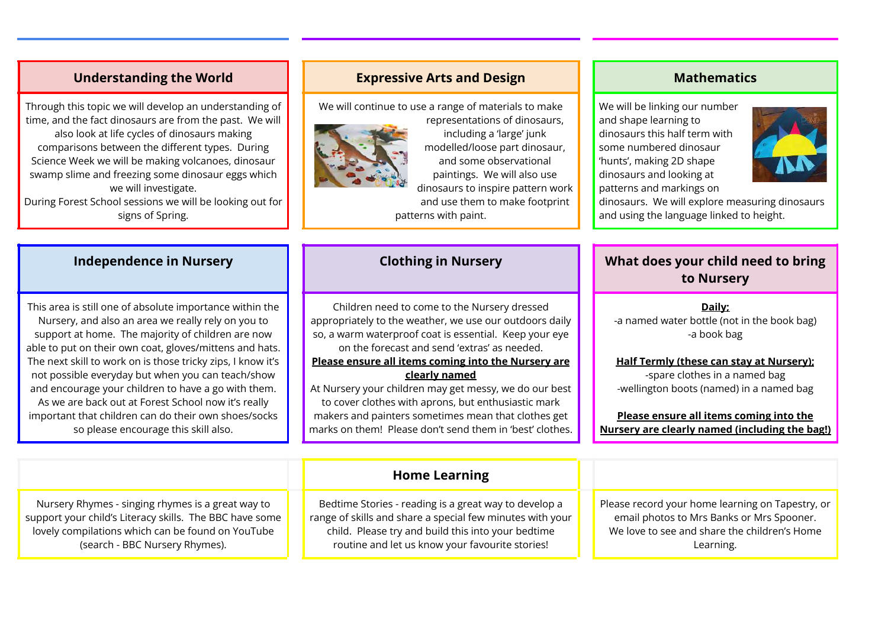## Understanding the World

Through this topic we will develop an understanding of time, and the fact dinosaurs are from the past. We will also look at life cycles of dinosaurs making comparisons between the different types. During Science Week we will be making volcanoes, dinosaur swamp slime and freezing some dinosaur eggs which we will investigate.
During Forest School sessions we will be looking out for signs of Spring.

## Expressive Arts and Design

We will continue to use a range of materials to make representations of dinosaurs, including a 'large' junk modelled/loose part dinosaur, and some observational paintings. We will also use dinosaurs to inspire pattern work and use them to make footprint patterns with paint.

## Mathematics

We will be linking our number and shape learning to dinosaurs this half term with some numbered dinosaur 'hunts', making 2D shape dinosaurs and looking at patterns and markings on dinosaurs. We will explore measuring dinosaurs and using the language linked to height.

## Independence in Nursery

This area is still one of absolute importance within the Nursery, and also an area we really rely on you to support at home. The majority of children are now able to put on their own coat, gloves/mittens and hats. The next skill to work on is those tricky zips, I know it's not possible everyday but when you can teach/show and encourage your children to have a go with them. As we are back out at Forest School now it's really important that children can do their own shoes/socks so please encourage this skill also.

## Clothing in Nursery

Children need to come to the Nursery dressed appropriately to the weather, we use our outdoors daily so, a warm waterproof coat is essential. Keep your eye on the forecast and send 'extras' as needed.

**Please ensure all items coming into the Nursery are clearly named**

At Nursery your children may get messy, we do our best to cover clothes with aprons, but enthusiastic mark makers and painters sometimes mean that clothes get marks on them! Please don't send them in 'best' clothes.

## What does your child need to bring to Nursery

**Daily:**

-a named water bottle (not in the book bag)
-a book bag

**Half Termly (these can stay at Nursery):**

-spare clothes in a named bag
-wellington boots (named) in a named bag

**Please ensure all items coming into the Nursery are clearly named (including the bag!)**

## Home Learning

Nursery Rhymes - singing rhymes is a great way to support your child's Literacy skills. The BBC have some lovely compilations which can be found on YouTube (search - BBC Nursery Rhymes).

Bedtime Stories - reading is a great way to develop a range of skills and share a special few minutes with your child. Please try and build this into your bedtime routine and let us know your favourite stories!

Please record your home learning on Tapestry, or email photos to Mrs Banks or Mrs Spooner. We love to see and share the children's Home Learning.